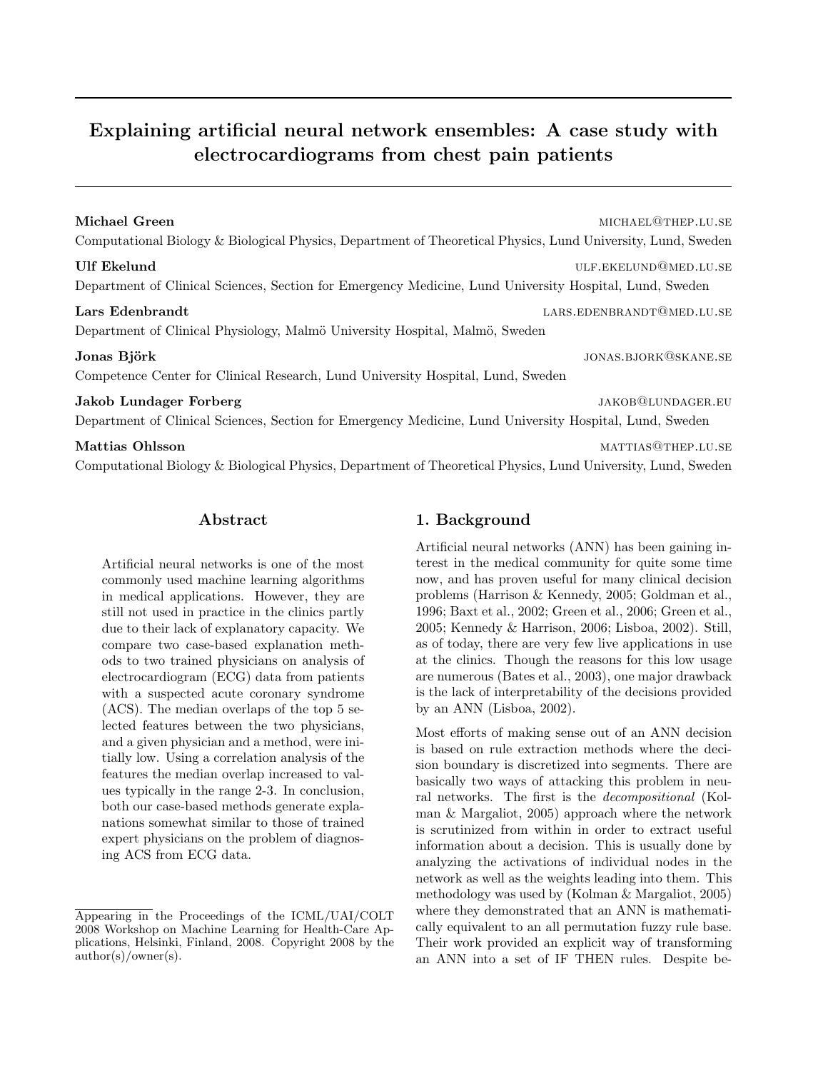# Explaining artificial neural network ensembles: A case study with electrocardiograms from chest pain patients

**Michael Green** MICHAEL@THEP.LU.SE
Computational Biology & Biological Physics, Department of Theoretical Physics, Lund University, Lund, Sweden

**Ulf Ekelund** ULF.EKELUND@MED.LU.SE
Department of Clinical Sciences, Section for Emergency Medicine, Lund University Hospital, Lund, Sweden

**Lars Edenbrandt** LARS.EDENBRANDT@MED.LU.SE
Department of Clinical Physiology, Malmö University Hospital, Malmö, Sweden

**Jonas Björk** JONAS.BJORK@SKANE.SE
Competence Center for Clinical Research, Lund University Hospital, Lund, Sweden

**Jakob Lundager Forberg** JAKOB@LUNDAGER.EU
Department of Clinical Sciences, Section for Emergency Medicine, Lund University Hospital, Lund, Sweden

**Mattias Ohlsson** MATTIAS@THEP.LU.SE
Computational Biology & Biological Physics, Department of Theoretical Physics, Lund University, Lund, Sweden

## Abstract

Artificial neural networks is one of the most commonly used machine learning algorithms in medical applications. However, they are still not used in practice in the clinics partly due to their lack of explanatory capacity. We compare two case-based explanation methods to two trained physicians on analysis of electrocardiogram (ECG) data from patients with a suspected acute coronary syndrome (ACS). The median overlaps of the top 5 selected features between the two physicians, and a given physician and a method, were initially low. Using a correlation analysis of the features the median overlap increased to values typically in the range 2-3. In conclusion, both our case-based methods generate explanations somewhat similar to those of trained expert physicians on the problem of diagnosing ACS from ECG data.

Appearing in the Proceedings of the ICML/UAI/COLT 2008 Workshop on Machine Learning for Health-Care Applications, Helsinki, Finland, 2008. Copyright 2008 by the author(s)/owner(s).

## 1. Background

Artificial neural networks (ANN) has been gaining interest in the medical community for quite some time now, and has proven useful for many clinical decision problems (Harrison & Kennedy, 2005; Goldman et al., 1996; Baxt et al., 2002; Green et al., 2006; Green et al., 2005; Kennedy & Harrison, 2006; Lisboa, 2002). Still, as of today, there are very few live applications in use at the clinics. Though the reasons for this low usage are numerous (Bates et al., 2003), one major drawback is the lack of interpretability of the decisions provided by an ANN (Lisboa, 2002).

Most efforts of making sense out of an ANN decision is based on rule extraction methods where the decision boundary is discretized into segments. There are basically two ways of attacking this problem in neural networks. The first is the *decompositional* (Kolman & Margaliot, 2005) approach where the network is scrutinized from within in order to extract useful information about a decision. This is usually done by analyzing the activations of individual nodes in the network as well as the weights leading into them. This methodology was used by (Kolman & Margaliot, 2005) where they demonstrated that an ANN is mathematically equivalent to an all permutation fuzzy rule base. Their work provided an explicit way of transforming an ANN into a set of IF THEN rules. Despite be-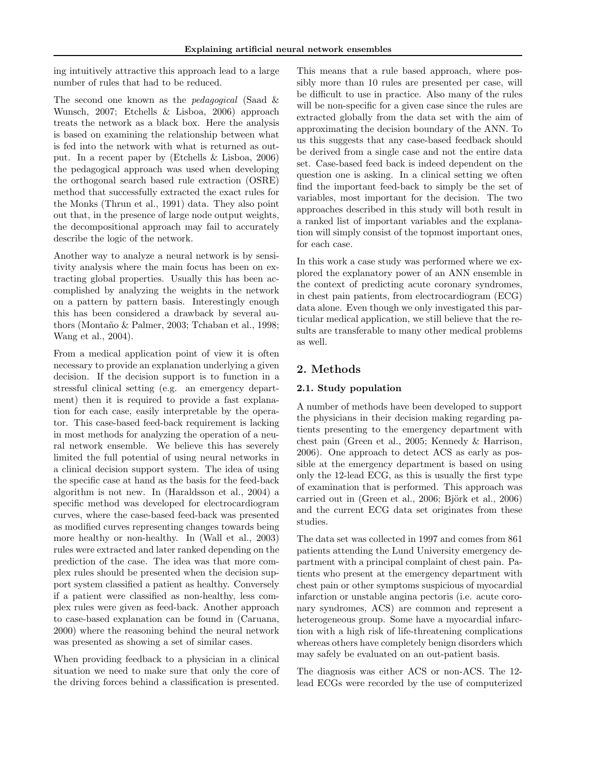ing intuitively attractive this approach lead to a large number of rules that had to be reduced.

The second one known as the *pedagogical* (Saad & Wunsch, 2007; Etchells & Lisboa, 2006) approach treats the network as a black box. Here the analysis is based on examining the relationship between what is fed into the network with what is returned as output. In a recent paper by (Etchells & Lisboa, 2006) the pedagogical approach was used when developing the orthogonal search based rule extraction (OSRE) method that successfully extracted the exact rules for the Monks (Thrun et al., 1991) data. They also point out that, in the presence of large node output weights, the decompositional approach may fail to accurately describe the logic of the network.

Another way to analyze a neural network is by sensitivity analysis where the main focus has been on extracting global properties. Usually this has been accomplished by analyzing the weights in the network on a pattern by pattern basis. Interestingly enough this has been considered a drawback by several authors (Montaño & Palmer, 2003; Tchaban et al., 1998; Wang et al., 2004).

From a medical application point of view it is often necessary to provide an explanation underlying a given decision. If the decision support is to function in a stressful clinical setting (e.g. an emergency department) then it is required to provide a fast explanation for each case, easily interpretable by the operator. This case-based feed-back requirement is lacking in most methods for analyzing the operation of a neural network ensemble. We believe this has severely limited the full potential of using neural networks in a clinical decision support system. The idea of using the specific case at hand as the basis for the feed-back algorithm is not new. In (Haraldsson et al., 2004) a specific method was developed for electrocardiogram curves, where the case-based feed-back was presented as modified curves representing changes towards being more healthy or non-healthy. In (Wall et al., 2003) rules were extracted and later ranked depending on the prediction of the case. The idea was that more complex rules should be presented when the decision support system classified a patient as healthy. Conversely if a patient were classified as non-healthy, less complex rules were given as feed-back. Another approach to case-based explanation can be found in (Caruana, 2000) where the reasoning behind the neural network was presented as showing a set of similar cases.

When providing feedback to a physician in a clinical situation we need to make sure that only the core of the driving forces behind a classification is presented. This means that a rule based approach, where possibly more than 10 rules are presented per case, will be difficult to use in practice. Also many of the rules will be non-specific for a given case since the rules are extracted globally from the data set with the aim of approximating the decision boundary of the ANN. To us this suggests that any case-based feedback should be derived from a single case and not the entire data set. Case-based feed back is indeed dependent on the question one is asking. In a clinical setting we often find the important feed-back to simply be the set of variables, most important for the decision. The two approaches described in this study will both result in a ranked list of important variables and the explanation will simply consist of the topmost important ones, for each case.

In this work a case study was performed where we explored the explanatory power of an ANN ensemble in the context of predicting acute coronary syndromes, in chest pain patients, from electrocardiogram (ECG) data alone. Even though we only investigated this particular medical application, we still believe that the results are transferable to many other medical problems as well.

## 2. Methods

### 2.1. Study population

A number of methods have been developed to support the physicians in their decision making regarding patients presenting to the emergency department with chest pain (Green et al., 2005; Kennedy & Harrison, 2006). One approach to detect ACS as early as possible at the emergency department is based on using only the 12-lead ECG, as this is usually the first type of examination that is performed. This approach was carried out in (Green et al., 2006; Björk et al., 2006) and the current ECG data set originates from these studies.

The data set was collected in 1997 and comes from 861 patients attending the Lund University emergency department with a principal complaint of chest pain. Patients who present at the emergency department with chest pain or other symptoms suspicious of myocardial infarction or unstable angina pectoris (i.e. acute coronary syndromes, ACS) are common and represent a heterogeneous group. Some have a myocardial infarction with a high risk of life-threatening complications whereas others have completely benign disorders which may safely be evaluated on an out-patient basis.

The diagnosis was either ACS or non-ACS. The 12-lead ECGs were recorded by the use of computerized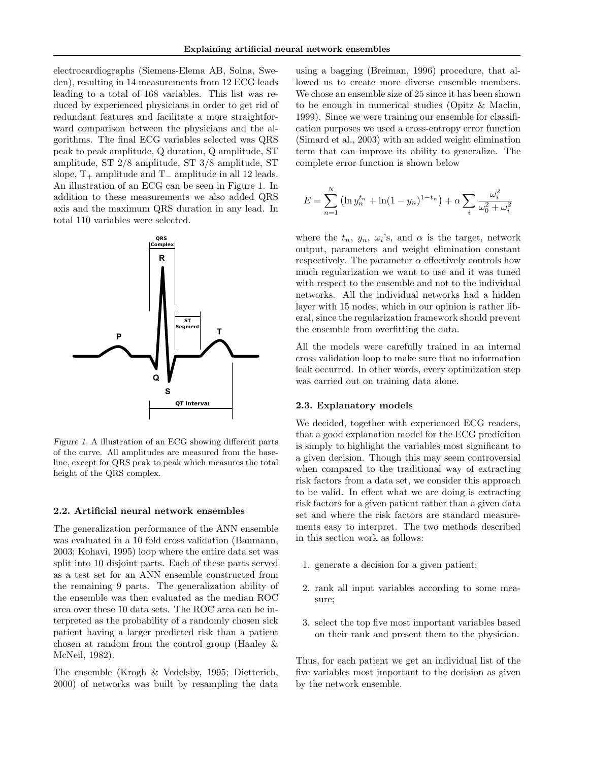electrocardiographs (Siemens-Elema AB, Solna, Sweden), resulting in 14 measurements from 12 ECG leads leading to a total of 168 variables. This list was reduced by experienced physicians in order to get rid of redundant features and facilitate a more straightforward comparison between the physicians and the algorithms. The final ECG variables selected was QRS peak to peak amplitude, Q duration, Q amplitude, ST amplitude, ST 2/8 amplitude, ST 3/8 amplitude, ST slope, $T_+$ amplitude and $T_-$ amplitude in all 12 leads. An illustration of an ECG can be seen in Figure 1. In addition to these measurements we also added QRS axis and the maximum QRS duration in any lead. In total 110 variables were selected.

*Figure 1.* A illustration of an ECG showing different parts of the curve. All amplitudes are measured from the baseline, except for QRS peak to peak which measures the total height of the QRS complex.

### 2.2. Artificial neural network ensembles

The generalization performance of the ANN ensemble was evaluated in a 10 fold cross validation (Baumann, 2003; Kohavi, 1995) loop where the entire data set was split into 10 disjoint parts. Each of these parts served as a test set for an ANN ensemble constructed from the remaining 9 parts. The generalization ability of the ensemble was then evaluated as the median ROC area over these 10 data sets. The ROC area can be interpreted as the probability of a randomly chosen sick patient having a larger predicted risk than a patient chosen at random from the control group (Hanley & McNeil, 1982).

The ensemble (Krogh & Vedelsby, 1995; Dietterich, 2000) of networks was built by resampling the data using a bagging (Breiman, 1996) procedure, that allowed us to create more diverse ensemble members. We chose an ensemble size of 25 since it has been shown to be enough in numerical studies (Opitz & Maclin, 1999). Since we were training our ensemble for classification purposes we used a cross-entropy error function (Simard et al., 2003) with an added weight elimination term that can improve its ability to generalize. The complete error function is shown below

$$E = \sum_{n=1}^{N} \left( \ln y_n^{t_n} + \ln(1 - y_n)^{1-t_n} \right) + \alpha \sum_i \frac{\omega_i^2}{\omega_0^2 + \omega_i^2}$$

where the $t_n$, $y_n$, $\omega_i$'s, and $\alpha$ is the target, network output, parameters and weight elimination constant respectively. The parameter $\alpha$ effectively controls how much regularization we want to use and it was tuned with respect to the ensemble and not to the individual networks. All the individual networks had a hidden layer with 15 nodes, which in our opinion is rather liberal, since the regularization framework should prevent the ensemble from overfitting the data.

All the models were carefully trained in an internal cross validation loop to make sure that no information leak occurred. In other words, every optimization step was carried out on training data alone.

### 2.3. Explanatory models

We decided, together with experienced ECG readers, that a good explanation model for the ECG prediciton is simply to highlight the variables most significant to a given decision. Though this may seem controversial when compared to the traditional way of extracting risk factors from a data set, we consider this approach to be valid. In effect what we are doing is extracting risk factors for a given patient rather than a given data set and where the risk factors are standard measurements easy to interpret. The two methods described in this section work as follows:

1. generate a decision for a given patient;
2. rank all input variables according to some measure;
3. select the top five most important variables based on their rank and present them to the physician.

Thus, for each patient we get an individual list of the five variables most important to the decision as given by the network ensemble.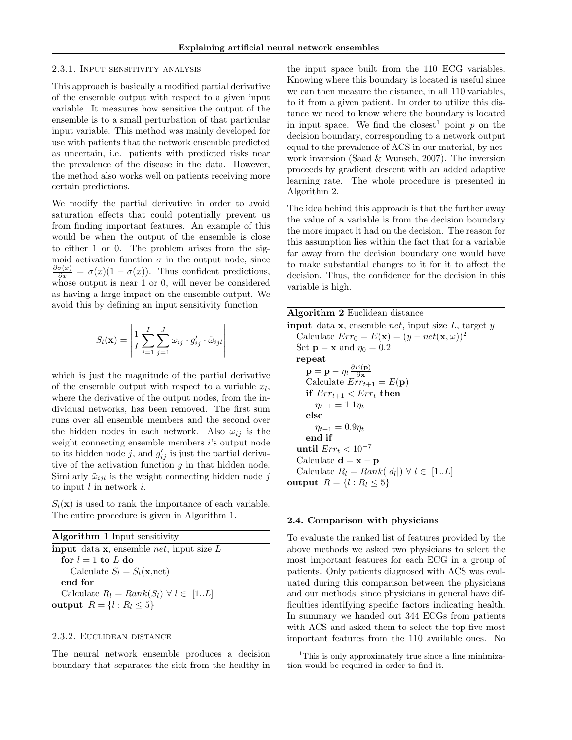#### 2.3.1. Input sensitivity analysis

This approach is basically a modified partial derivative of the ensemble output with respect to a given input variable. It measures how sensitive the output of the ensemble is to a small perturbation of that particular input variable. This method was mainly developed for use with patients that the network ensemble predicted as uncertain, i.e. patients with predicted risks near the prevalence of the disease in the data. However, the method also works well on patients receiving more certain predictions.

We modify the partial derivative in order to avoid saturation effects that could potentially prevent us from finding important features. An example of this would be when the output of the ensemble is close to either 1 or 0. The problem arises from the sigmoid activation function $\sigma$ in the output node, since $\frac{\partial \sigma(x)}{\partial x} = \sigma(x)(1 - \sigma(x))$. Thus confident predictions, whose output is near 1 or 0, will never be considered as having a large impact on the ensemble output. We avoid this by defining an input sensitivity function

$$S_l(\mathbf{x}) = \left| \frac{1}{I} \sum_{i=1}^{I} \sum_{j=1}^{J} \omega_{ij} \cdot g'_{ij} \cdot \tilde{\omega}_{ijl} \right|$$

which is just the magnitude of the partial derivative of the ensemble output with respect to a variable $x_l$, where the derivative of the output nodes, from the individual networks, has been removed. The first sum runs over all ensemble members and the second over the hidden nodes in each network. Also $\omega_{ij}$ is the weight connecting ensemble members $i$'s output node to its hidden node $j$, and $g'_{ij}$ is just the partial derivative of the activation function $g$ in that hidden node. Similarly $\tilde{\omega}_{ijl}$ is the weight connecting hidden node $j$ to input $l$ in network $i$.

$S_l(\mathbf{x})$ is used to rank the importance of each variable. The entire procedure is given in Algorithm 1.

**Algorithm 1** Input sensitivity

```
input data x, ensemble net, input size L
  for l = 1 to L do
    Calculate S_l = S_l(x,net)
  end for
  Calculate R_l = Rank(S_l) ∀ l ∈ [1..L]
output R = {l : R_l ≤ 5}
```

#### 2.3.2. Euclidean distance

The neural network ensemble produces a decision boundary that separates the sick from the healthy in the input space built from the 110 ECG variables. Knowing where this boundary is located is useful since we can then measure the distance, in all 110 variables, to it from a given patient. In order to utilize this distance we need to know where the boundary is located in input space. We find the closest[1] point $p$ on the decision boundary, corresponding to a network output equal to the prevalence of ACS in our material, by network inversion (Saad & Wunsch, 2007). The inversion proceeds by gradient descent with an added adaptive learning rate. The whole procedure is presented in Algorithm 2.

The idea behind this approach is that the further away the value of a variable is from the decision boundary the more impact it had on the decision. The reason for this assumption lies within the fact that for a variable far away from the decision boundary one would have to make substantial changes to it for it to affect the decision. Thus, the confidence for the decision in this variable is high.

**Algorithm 2** Euclidean distance

```
input data x, ensemble net, input size L, target y
  Calculate Err_0 = E(x) = (y − net(x, ω))^2
  Set p = x and η_0 = 0.2
  repeat
    p = p − η_t ∂E(p)/∂x
    Calculate Err_{t+1} = E(p)
    if Err_{t+1} < Err_t then
      η_{t+1} = 1.1η_t
    else
      η_{t+1} = 0.9η_t
    end if
  until Err_t < 10^{-7}
  Calculate d = x − p
  Calculate R_l = Rank(|d_l|) ∀ l ∈ [1..L]
output R = {l : R_l ≤ 5}
```

### 2.4. Comparison with physicians

To evaluate the ranked list of features provided by the above methods we asked two physicians to select the most important features for each ECG in a group of patients. Only patients diagnosed with ACS was evaluated during this comparison between the physicians and our methods, since physicians in general have difficulties identifying specific factors indicating health. In summary we handed out 344 ECGs from patients with ACS and asked them to select the top five most important features from the 110 available ones. No

[1] This is only approximately true since a line minimization would be required in order to find it.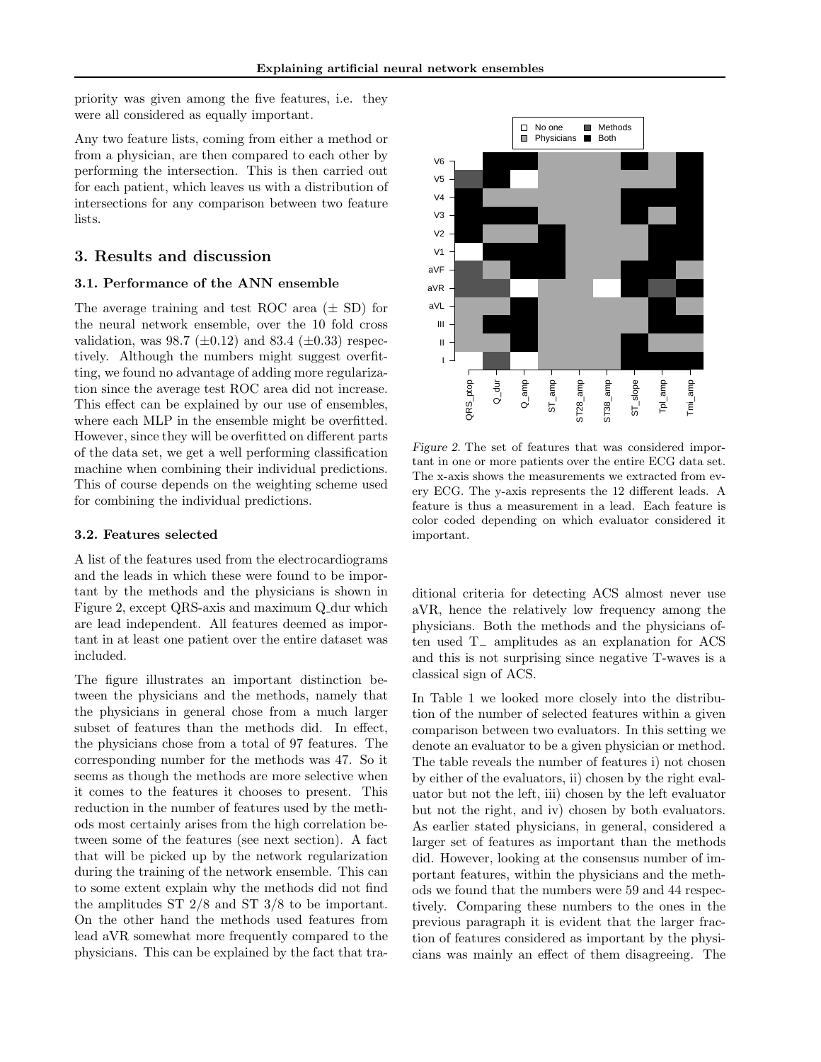priority was given among the five features, i.e. they were all considered as equally important.

Any two feature lists, coming from either a method or from a physician, are then compared to each other by performing the intersection. This is then carried out for each patient, which leaves us with a distribution of intersections for any comparison between two feature lists.

## 3. Results and discussion

### 3.1. Performance of the ANN ensemble

The average training and test ROC area ($\pm$ SD) for the neural network ensemble, over the 10 fold cross validation, was 98.7 ($\pm$0.12) and 83.4 ($\pm$0.33) respectively. Although the numbers might suggest overfitting, we found no advantage of adding more regularization since the average test ROC area did not increase. This effect can be explained by our use of ensembles, where each MLP in the ensemble might be overfitted. However, since they will be overfitted on different parts of the data set, we get a well performing classification machine when combining their individual predictions. This of course depends on the weighting scheme used for combining the individual predictions.

### 3.2. Features selected

A list of the features used from the electrocardiograms and the leads in which these were found to be important by the methods and the physicians is shown in Figure 2, except QRS-axis and maximum Q_dur which are lead independent. All features deemed as important in at least one patient over the entire dataset was included.

*Figure 2.* The set of features that was considered important in one or more patients over the entire ECG data set. The x-axis shows the measurements we extracted from every ECG. The y-axis represents the 12 different leads. A feature is thus a measurement in a lead. Each feature is color coded depending on which evaluator considered it important.

The figure illustrates an important distinction between the physicians and the methods, namely that the physicians in general chose from a much larger subset of features than the methods did. In effect, the physicians chose from a total of 97 features. The corresponding number for the methods was 47. So it seems as though the methods are more selective when it comes to the features it chooses to present. This reduction in the number of features used by the methods most certainly arises from the high correlation between some of the features (see next section). A fact that will be picked up by the network regularization during the training of the network ensemble. This can to some extent explain why the methods did not find the amplitudes ST 2/8 and ST 3/8 to be important. On the other hand the methods used features from lead aVR somewhat more frequently compared to the physicians. This can be explained by the fact that traditional criteria for detecting ACS almost never use aVR, hence the relatively low frequency among the physicians. Both the methods and the physicians often used $T_{-}$ amplitudes as an explanation for ACS and this is not surprising since negative T-waves is a classical sign of ACS.

In Table 1 we looked more closely into the distribution of the number of selected features within a given comparison between two evaluators. In this setting we denote an evaluator to be a given physician or method. The table reveals the number of features i) not chosen by either of the evaluators, ii) chosen by the right evaluator but not the left, iii) chosen by the left evaluator but not the right, and iv) chosen by both evaluators. As earlier stated physicians, in general, considered a larger set of features as important than the methods did. However, looking at the consensus number of important features, within the physicians and the methods we found that the numbers were 59 and 44 respectively. Comparing these numbers to the ones in the previous paragraph it is evident that the larger fraction of features considered as important by the physicians was mainly an effect of them disagreeing. The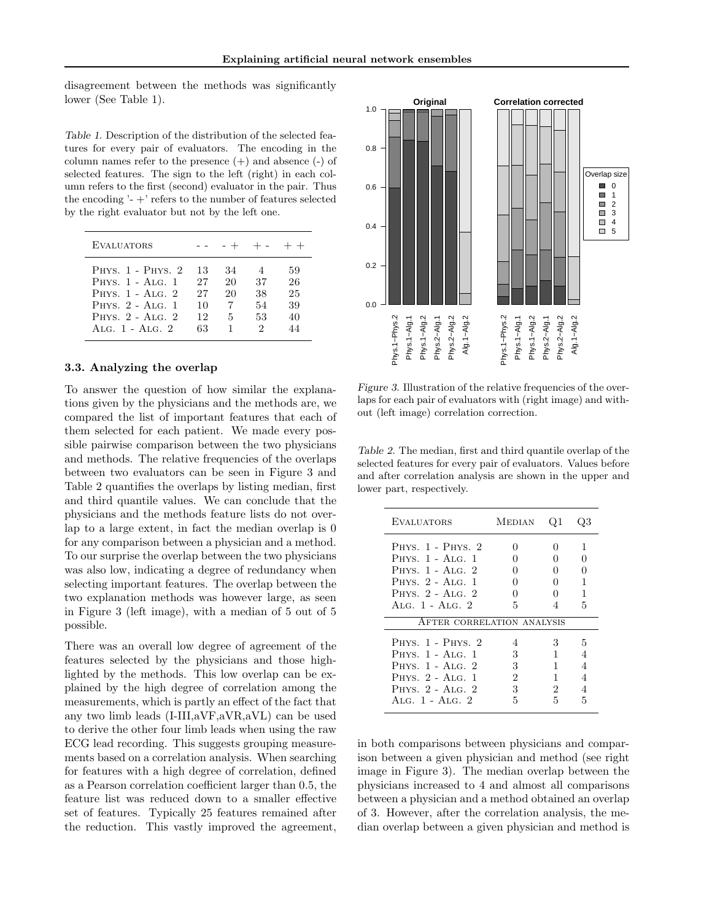disagreement between the methods was significantly lower (See Table 1).

*Table 1.* Description of the distribution of the selected features for every pair of evaluators. The encoding in the column names refer to the presence (+) and absence (-) of selected features. The sign to the left (right) in each column refers to the first (second) evaluator in the pair. Thus the encoding '- +' refers to the number of features selected by the right evaluator but not by the left one.

| Evaluators | - - | - + | + - | + + |
|---|---|---|---|---|
| Phys. 1 - Phys. 2 | 13 | 34 | 4 | 59 |
| Phys. 1 - Alg. 1 | 27 | 20 | 37 | 26 |
| Phys. 1 - Alg. 2 | 27 | 20 | 38 | 25 |
| Phys. 2 - Alg. 1 | 10 | 7 | 54 | 39 |
| Phys. 2 - Alg. 2 | 12 | 5 | 53 | 40 |
| Alg. 1 - Alg. 2 | 63 | 1 | 2 | 44 |

### 3.3. Analyzing the overlap

To answer the question of how similar the explanations given by the physicians and the methods are, we compared the list of important features that each of them selected for each patient. We made every possible pairwise comparison between the two physicians and methods. The relative frequencies of the overlaps between two evaluators can be seen in Figure 3 and Table 2 quantifies the overlaps by listing median, first and third quantile values. We can conclude that the physicians and the methods feature lists do not overlap to a large extent, in fact the median overlap is 0 for any comparison between a physician and a method. To our surprise the overlap between the two physicians was also low, indicating a degree of redundancy when selecting important features. The overlap between the two explanation methods was however large, as seen in Figure 3 (left image), with a median of 5 out of 5 possible.

There was an overall low degree of agreement of the features selected by the physicians and those highlighted by the methods. This low overlap can be explained by the high degree of correlation among the measurements, which is partly an effect of the fact that any two limb leads (I-III,aVF,aVR,aVL) can be used to derive the other four limb leads when using the raw ECG lead recording. This suggests grouping measurements based on a correlation analysis. When searching for features with a high degree of correlation, defined as a Pearson correlation coefficient larger than 0.5, the feature list was reduced down to a smaller effective set of features. Typically 25 features remained after the reduction. This vastly improved the agreement, in both comparisons between physicians and comparison between a given physician and method (see right image in Figure 3). The median overlap between the physicians increased to 4 and almost all comparisons between a physician and a method obtained an overlap of 3. However, after the correlation analysis, the median overlap between a given physician and method is

*Figure 3.* Illustration of the relative frequencies of the overlaps for each pair of evaluators with (right image) and without (left image) correlation correction.

*Table 2.* The median, first and third quantile overlap of the selected features for every pair of evaluators. Values before and after correlation analysis are shown in the upper and lower part, respectively.

| Evaluators | Median | Q1 | Q3 |
|---|---|---|---|
| Phys. 1 - Phys. 2 | 0 | 0 | 1 |
| Phys. 1 - Alg. 1 | 0 | 0 | 0 |
| Phys. 1 - Alg. 2 | 0 | 0 | 0 |
| Phys. 2 - Alg. 1 | 0 | 0 | 1 |
| Phys. 2 - Alg. 2 | 0 | 0 | 1 |
| Alg. 1 - Alg. 2 | 5 | 4 | 5 |
| After correlation analysis | | | |
| Phys. 1 - Phys. 2 | 4 | 3 | 5 |
| Phys. 1 - Alg. 1 | 3 | 1 | 4 |
| Phys. 1 - Alg. 2 | 3 | 1 | 4 |
| Phys. 2 - Alg. 1 | 2 | 1 | 4 |
| Phys. 2 - Alg. 2 | 3 | 2 | 4 |
| Alg. 1 - Alg. 2 | 5 | 5 | 5 |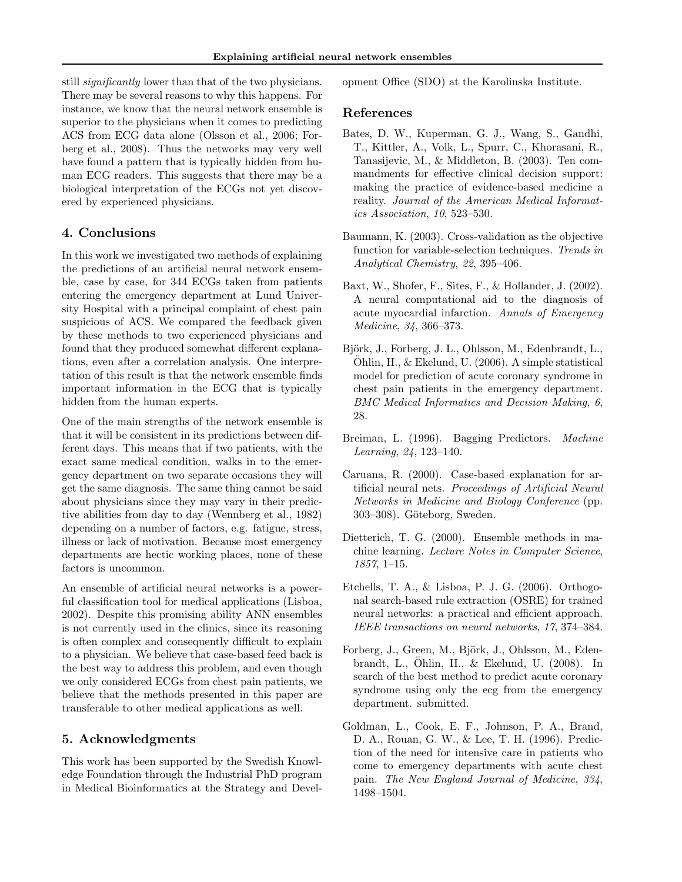still *significantly* lower than that of the two physicians. There may be several reasons to why this happens. For instance, we know that the neural network ensemble is superior to the physicians when it comes to predicting ACS from ECG data alone (Olsson et al., 2006; Forberg et al., 2008). Thus the networks may very well have found a pattern that is typically hidden from human ECG readers. This suggests that there may be a biological interpretation of the ECGs not yet discovered by experienced physicians.

## 4. Conclusions

In this work we investigated two methods of explaining the predictions of an artificial neural network ensemble, case by case, for 344 ECGs taken from patients entering the emergency department at Lund University Hospital with a principal complaint of chest pain suspicious of ACS. We compared the feedback given by these methods to two experienced physicians and found that they produced somewhat different explanations, even after a correlation analysis. One interpretation of this result is that the network ensemble finds important information in the ECG that is typically hidden from the human experts.

One of the main strengths of the network ensemble is that it will be consistent in its predictions between different days. This means that if two patients, with the exact same medical condition, walks in to the emergency department on two separate occasions they will get the same diagnosis. The same thing cannot be said about physicians since they may vary in their predictive abilities from day to day (Wennberg et al., 1982) depending on a number of factors, e.g. fatigue, stress, illness or lack of motivation. Because most emergency departments are hectic working places, none of these factors is uncommon.

An ensemble of artificial neural networks is a powerful classification tool for medical applications (Lisboa, 2002). Despite this promising ability ANN ensembles is not currently used in the clinics, since its reasoning is often complex and consequently difficult to explain to a physician. We believe that case-based feed back is the best way to address this problem, and even though we only considered ECGs from chest pain patients, we believe that the methods presented in this paper are transferable to other medical applications as well.

## 5. Acknowledgments

This work has been supported by the Swedish Knowledge Foundation through the Industrial PhD program in Medical Bioinformatics at the Strategy and Development Office (SDO) at the Karolinska Institute.

## References

Bates, D. W., Kuperman, G. J., Wang, S., Gandhi, T., Kittler, A., Volk, L., Spurr, C., Khorasani, R., Tanasijevic, M., & Middleton, B. (2003). Ten commandments for effective clinical decision support: making the practice of evidence-based medicine a reality. *Journal of the American Medical Informatics Association*, *10*, 523–530.

Baumann, K. (2003). Cross-validation as the objective function for variable-selection techniques. *Trends in Analytical Chemistry*, *22*, 395–406.

Baxt, W., Shofer, F., Sites, F., & Hollander, J. (2002). A neural computational aid to the diagnosis of acute myocardial infarction. *Annals of Emergency Medicine*, *34*, 366–373.

Björk, J., Forberg, J. L., Ohlsson, M., Edenbrandt, L., Öhlin, H., & Ekelund, U. (2006). A simple statistical model for prediction of acute coronary syndrome in chest pain patients in the emergency department. *BMC Medical Informatics and Decision Making*, *6*, 28.

Breiman, L. (1996). Bagging Predictors. *Machine Learning*, *24*, 123–140.

Caruana, R. (2000). Case-based explanation for artificial neural nets. *Proceedings of Artificial Neural Networks in Medicine and Biology Conference* (pp. 303–308). Göteborg, Sweden.

Dietterich, T. G. (2000). Ensemble methods in machine learning. *Lecture Notes in Computer Science*, *1857*, 1–15.

Etchells, T. A., & Lisboa, P. J. G. (2006). Orthogonal search-based rule extraction (OSRE) for trained neural networks: a practical and efficient approach. *IEEE transactions on neural networks*, *17*, 374–384.

Forberg, J., Green, M., Björk, J., Ohlsson, M., Edenbrandt, L., Öhlin, H., & Ekelund, U. (2008). In search of the best method to predict acute coronary syndrome using only the ecg from the emergency department. submitted.

Goldman, L., Cook, E. F., Johnson, P. A., Brand, D. A., Rouan, G. W., & Lee, T. H. (1996). Prediction of the need for intensive care in patients who come to emergency departments with acute chest pain. *The New England Journal of Medicine*, *334*, 1498–1504.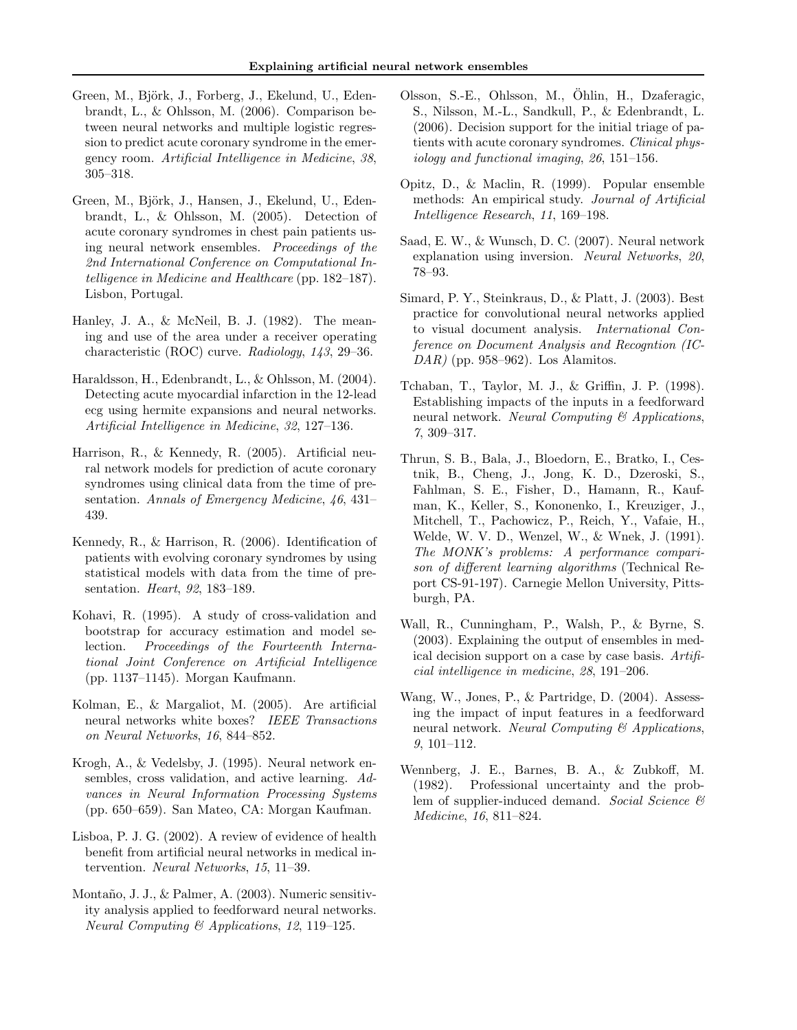Green, M., Björk, J., Forberg, J., Ekelund, U., Edenbrandt, L., & Ohlsson, M. (2006). Comparison between neural networks and multiple logistic regression to predict acute coronary syndrome in the emergency room. *Artificial Intelligence in Medicine*, *38*, 305–318.

Green, M., Björk, J., Hansen, J., Ekelund, U., Edenbrandt, L., & Ohlsson, M. (2005). Detection of acute coronary syndromes in chest pain patients using neural network ensembles. *Proceedings of the 2nd International Conference on Computational Intelligence in Medicine and Healthcare* (pp. 182–187). Lisbon, Portugal.

Hanley, J. A., & McNeil, B. J. (1982). The meaning and use of the area under a receiver operating characteristic (ROC) curve. *Radiology*, *143*, 29–36.

Haraldsson, H., Edenbrandt, L., & Ohlsson, M. (2004). Detecting acute myocardial infarction in the 12-lead ecg using hermite expansions and neural networks. *Artificial Intelligence in Medicine*, *32*, 127–136.

Harrison, R., & Kennedy, R. (2005). Artificial neural network models for prediction of acute coronary syndromes using clinical data from the time of presentation. *Annals of Emergency Medicine*, *46*, 431–439.

Kennedy, R., & Harrison, R. (2006). Identification of patients with evolving coronary syndromes by using statistical models with data from the time of presentation. *Heart*, *92*, 183–189.

Kohavi, R. (1995). A study of cross-validation and bootstrap for accuracy estimation and model selection. *Proceedings of the Fourteenth International Joint Conference on Artificial Intelligence* (pp. 1137–1145). Morgan Kaufmann.

Kolman, E., & Margaliot, M. (2005). Are artificial neural networks white boxes? *IEEE Transactions on Neural Networks*, *16*, 844–852.

Krogh, A., & Vedelsby, J. (1995). Neural network ensembles, cross validation, and active learning. *Advances in Neural Information Processing Systems* (pp. 650–659). San Mateo, CA: Morgan Kaufman.

Lisboa, P. J. G. (2002). A review of evidence of health benefit from artificial neural networks in medical intervention. *Neural Networks*, *15*, 11–39.

Montaño, J. J., & Palmer, A. (2003). Numeric sensitivity analysis applied to feedforward neural networks. *Neural Computing & Applications*, *12*, 119–125.

Olsson, S.-E., Ohlsson, M., Öhlin, H., Dzaferagic, S., Nilsson, M.-L., Sandkull, P., & Edenbrandt, L. (2006). Decision support for the initial triage of patients with acute coronary syndromes. *Clinical physiology and functional imaging*, *26*, 151–156.

Opitz, D., & Maclin, R. (1999). Popular ensemble methods: An empirical study. *Journal of Artificial Intelligence Research*, *11*, 169–198.

Saad, E. W., & Wunsch, D. C. (2007). Neural network explanation using inversion. *Neural Networks*, *20*, 78–93.

Simard, P. Y., Steinkraus, D., & Platt, J. (2003). Best practice for convolutional neural networks applied to visual document analysis. *International Conference on Document Analysis and Recogntion (ICDAR)* (pp. 958–962). Los Alamitos.

Tchaban, T., Taylor, M. J., & Griffin, J. P. (1998). Establishing impacts of the inputs in a feedforward neural network. *Neural Computing & Applications*, *7*, 309–317.

Thrun, S. B., Bala, J., Bloedorn, E., Bratko, I., Cestnik, B., Cheng, J., Jong, K. D., Dzeroski, S., Fahlman, S. E., Fisher, D., Hamann, R., Kaufman, K., Keller, S., Kononenko, I., Kreuziger, J., Mitchell, T., Pachowicz, P., Reich, Y., Vafaie, H., Welde, W. V. D., Wenzel, W., & Wnek, J. (1991). *The MONK's problems: A performance comparison of different learning algorithms* (Technical Report CS-91-197). Carnegie Mellon University, Pittsburgh, PA.

Wall, R., Cunningham, P., Walsh, P., & Byrne, S. (2003). Explaining the output of ensembles in medical decision support on a case by case basis. *Artificial intelligence in medicine*, *28*, 191–206.

Wang, W., Jones, P., & Partridge, D. (2004). Assessing the impact of input features in a feedforward neural network. *Neural Computing & Applications*, *9*, 101–112.

Wennberg, J. E., Barnes, B. A., & Zubkoff, M. (1982). Professional uncertainty and the problem of supplier-induced demand. *Social Science & Medicine*, *16*, 811–824.